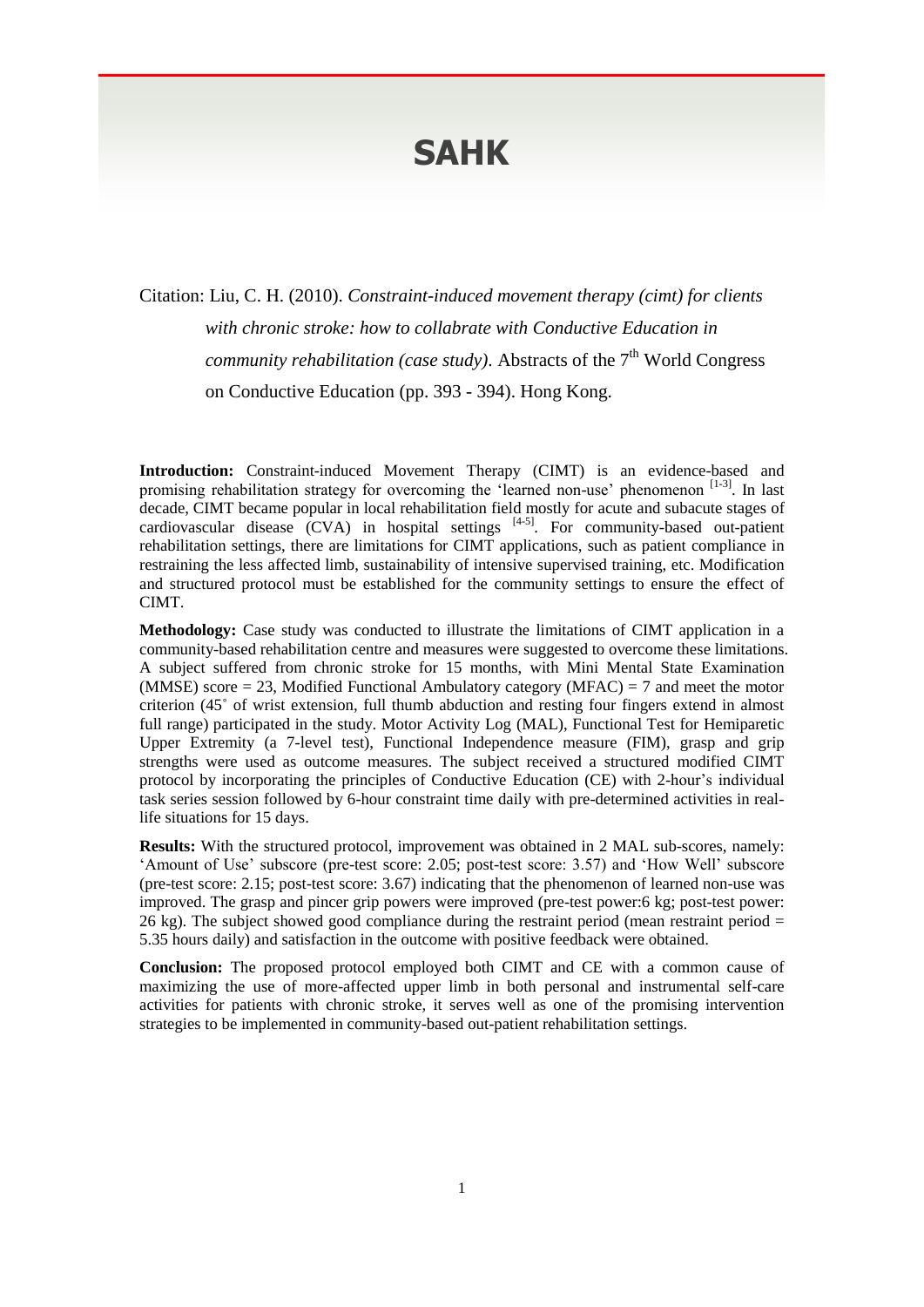# SAHK

Citation: Liu, C. H. (2010). *Constraint-induced movement therapy (cimt) for clients with chronic stroke: how to collabrate with Conductive Education in community rehabilitation (case study)*. Abstracts of the 7th World Congress on Conductive Education (pp. 393 - 394). Hong Kong.

**Introduction:** Constraint-induced Movement Therapy (CIMT) is an evidence-based and promising rehabilitation strategy for overcoming the 'learned non-use' phenomenon [1-3]. In last decade, CIMT became popular in local rehabilitation field mostly for acute and subacute stages of cardiovascular disease (CVA) in hospital settings [4-5]. For community-based out-patient rehabilitation settings, there are limitations for CIMT applications, such as patient compliance in restraining the less affected limb, sustainability of intensive supervised training, etc. Modification and structured protocol must be established for the community settings to ensure the effect of CIMT.

**Methodology:** Case study was conducted to illustrate the limitations of CIMT application in a community-based rehabilitation centre and measures were suggested to overcome these limitations. A subject suffered from chronic stroke for 15 months, with Mini Mental State Examination (MMSE) score = 23, Modified Functional Ambulatory category (MFAC) = 7 and meet the motor criterion (45˚ of wrist extension, full thumb abduction and resting four fingers extend in almost full range) participated in the study. Motor Activity Log (MAL), Functional Test for Hemiparetic Upper Extremity (a 7-level test), Functional Independence measure (FIM), grasp and grip strengths were used as outcome measures. The subject received a structured modified CIMT protocol by incorporating the principles of Conductive Education (CE) with 2-hour's individual task series session followed by 6-hour constraint time daily with pre-determined activities in real-life situations for 15 days.

**Results:** With the structured protocol, improvement was obtained in 2 MAL sub-scores, namely: 'Amount of Use' subscore (pre-test score: 2.05; post-test score: 3.57) and 'How Well' subscore (pre-test score: 2.15; post-test score: 3.67) indicating that the phenomenon of learned non-use was improved. The grasp and pincer grip powers were improved (pre-test power:6 kg; post-test power: 26 kg). The subject showed good compliance during the restraint period (mean restraint period = 5.35 hours daily) and satisfaction in the outcome with positive feedback were obtained.

**Conclusion:** The proposed protocol employed both CIMT and CE with a common cause of maximizing the use of more-affected upper limb in both personal and instrumental self-care activities for patients with chronic stroke, it serves well as one of the promising intervention strategies to be implemented in community-based out-patient rehabilitation settings.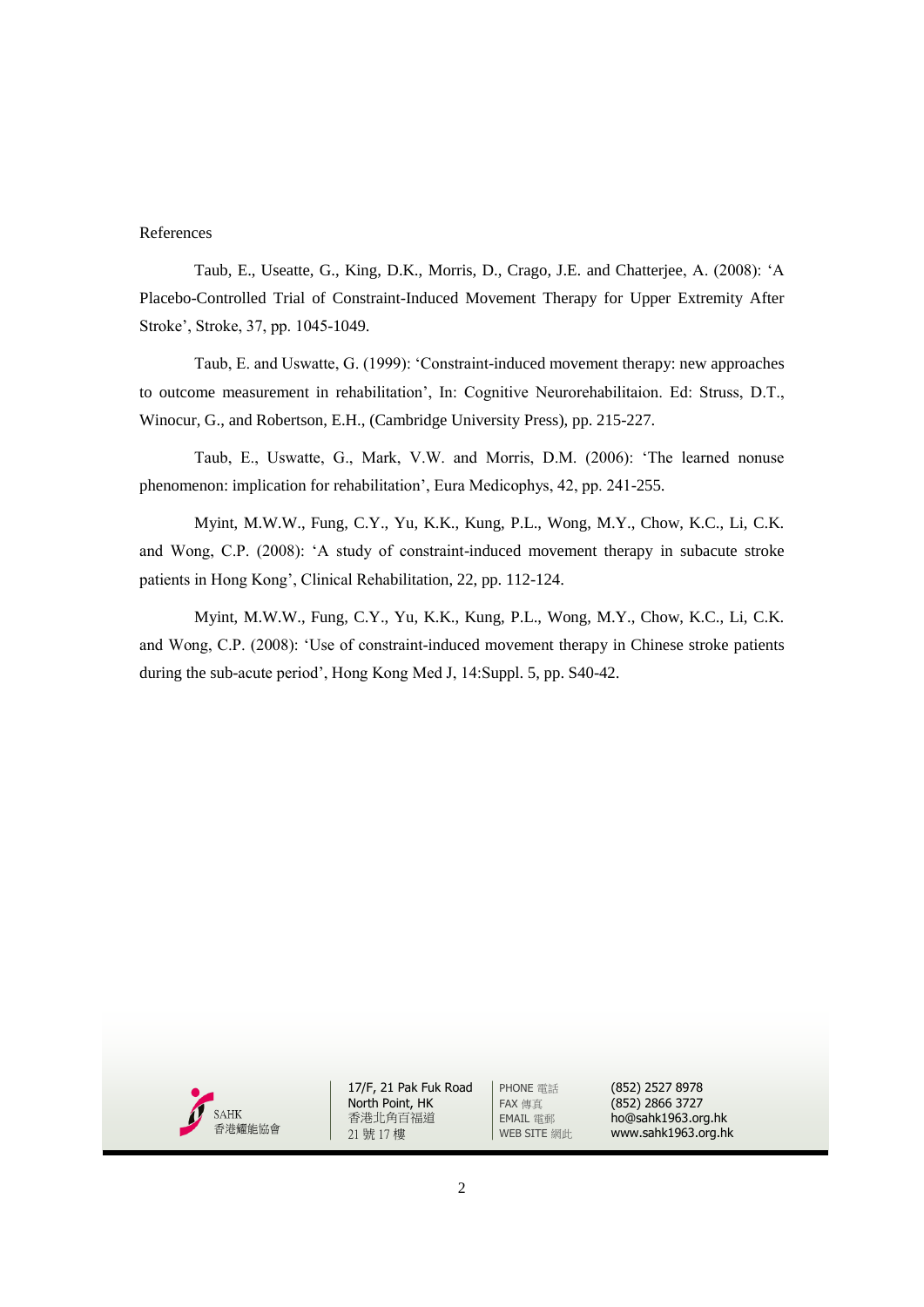References

Taub, E., Useatte, G., King, D.K., Morris, D., Crago, J.E. and Chatterjee, A. (2008): 'A Placebo-Controlled Trial of Constraint-Induced Movement Therapy for Upper Extremity After Stroke', Stroke, 37, pp. 1045-1049.

Taub, E. and Uswatte, G. (1999): 'Constraint-induced movement therapy: new approaches to outcome measurement in rehabilitation', In: Cognitive Neurorehabilitaion. Ed: Struss, D.T., Winocur, G., and Robertson, E.H., (Cambridge University Press), pp. 215-227.

Taub, E., Uswatte, G., Mark, V.W. and Morris, D.M. (2006): 'The learned nonuse phenomenon: implication for rehabilitation', Eura Medicophys, 42, pp. 241-255.

Myint, M.W.W., Fung, C.Y., Yu, K.K., Kung, P.L., Wong, M.Y., Chow, K.C., Li, C.K. and Wong, C.P. (2008): 'A study of constraint-induced movement therapy in subacute stroke patients in Hong Kong', Clinical Rehabilitation, 22, pp. 112-124.

Myint, M.W.W., Fung, C.Y., Yu, K.K., Kung, P.L., Wong, M.Y., Chow, K.C., Li, C.K. and Wong, C.P. (2008): 'Use of constraint-induced movement therapy in Chinese stroke patients during the sub-acute period', Hong Kong Med J, 14:Suppl. 5, pp. S40-42.